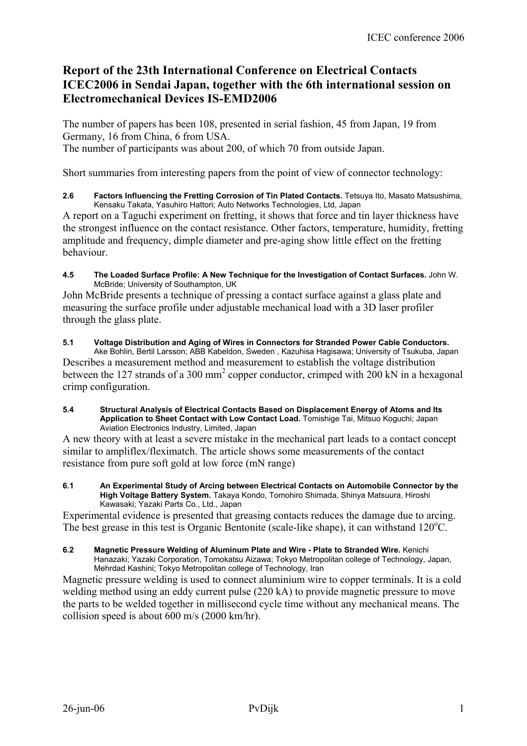# Report of the 23th International Conference on Electrical Contacts ICEC2006 in Sendai Japan, together with the 6th international session on Electromechanical Devices IS-EMD2006

The number of papers has been 108, presented in serial fashion, 45 from Japan, 19 from Germany, 16 from China, 6 from USA.
The number of participants was about 200, of which 70 from outside Japan.

Short summaries from interesting papers from the point of view of connector technology:

**2.6 Factors Influencing the Fretting Corrosion of Tin Plated Contacts.** Tetsuya Ito, Masato Matsushima, Kensaku Takata, Yasuhiro Hattori; Auto Networks Technologies, Ltd, Japan

A report on a Taguchi experiment on fretting, it shows that force and tin layer thickness have the strongest influence on the contact resistance. Other factors, temperature, humidity, fretting amplitude and frequency, dimple diameter and pre-aging show little effect on the fretting behaviour.

**4.5 The Loaded Surface Profile: A New Technique for the Investigation of Contact Surfaces.** John W. McBride; University of Southampton, UK

John McBride presents a technique of pressing a contact surface against a glass plate and measuring the surface profile under adjustable mechanical load with a 3D laser profiler through the glass plate.

**5.1 Voltage Distribution and Aging of Wires in Connectors for Stranded Power Cable Conductors.** Ake Bohlin, Bertil Larsson; ABB Kabeldon, Sweden , Kazuhisa Hagisawa; University of Tsukuba, Japan

Describes a measurement method and measurement to establish the voltage distribution between the 127 strands of a 300 mm$^2$ copper conductor, crimped with 200 kN in a hexagonal crimp configuration.

**5.4 Structural Analysis of Electrical Contacts Based on Displacement Energy of Atoms and Its Application to Sheet Contact with Low Contact Load.** Tomishige Tai, Mitsuo Koguchi; Japan Aviation Electronics Industry, Limited, Japan

A new theory with at least a severe mistake in the mechanical part leads to a contact concept similar to ampliflex/fleximatch. The article shows some measurements of the contact resistance from pure soft gold at low force (mN range)

**6.1 An Experimental Study of Arcing between Electrical Contacts on Automobile Connector by the High Voltage Battery System.** Takaya Kondo, Tomohiro Shimada, Shinya Matsuura, Hiroshi Kawasaki; Yazaki Parts Co., Ltd., Japan

Experimental evidence is presented that greasing contacts reduces the damage due to arcing. The best grease in this test is Organic Bentonite (scale-like shape), it can withstand 120$^o$C.

**6.2 Magnetic Pressure Welding of Aluminum Plate and Wire - Plate to Stranded Wire.** Kenichi Hanazaki; Yazaki Corporation, Tomokatsu Aizawa; Tokyo Metropolitan college of Technology, Japan, Mehrdad Kashini; Tokyo Metropolitan college of Technology, Iran

Magnetic pressure welding is used to connect aluminium wire to copper terminals. It is a cold welding method using an eddy current pulse (220 kA) to provide magnetic pressure to move the parts to be welded together in millisecond cycle time without any mechanical means. The collision speed is about 600 m/s (2000 km/hr).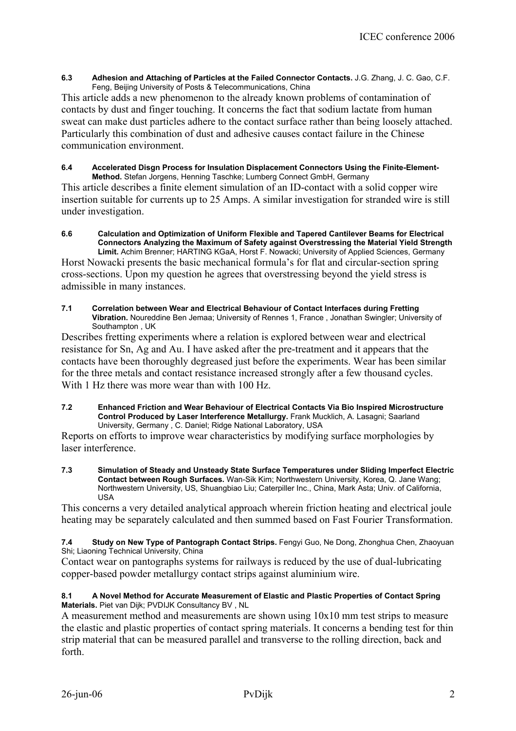**6.3 Adhesion and Attaching of Particles at the Failed Connector Contacts.** J.G. Zhang, J. C. Gao, C.F. Feng, Beijing University of Posts & Telecommunications, China

This article adds a new phenomenon to the already known problems of contamination of contacts by dust and finger touching. It concerns the fact that sodium lactate from human sweat can make dust particles adhere to the contact surface rather than being loosely attached. Particularly this combination of dust and adhesive causes contact failure in the Chinese communication environment.

**6.4 Accelerated Disgn Process for Insulation Displacement Connectors Using the Finite-Element-Method.** Stefan Jorgens, Henning Taschke; Lumberg Connect GmbH, Germany

This article describes a finite element simulation of an ID-contact with a solid copper wire insertion suitable for currents up to 25 Amps. A similar investigation for stranded wire is still under investigation.

**6.6 Calculation and Optimization of Uniform Flexible and Tapered Cantilever Beams for Electrical Connectors Analyzing the Maximum of Safety against Overstressing the Material Yield Strength Limit.** Achim Brenner; HARTING KGaA, Horst F. Nowacki; University of Applied Sciences, Germany

Horst Nowacki presents the basic mechanical formula's for flat and circular-section spring cross-sections. Upon my question he agrees that overstressing beyond the yield stress is admissible in many instances.

**7.1 Correlation between Wear and Electrical Behaviour of Contact Interfaces during Fretting Vibration.** Noureddine Ben Jemaa; University of Rennes 1, France , Jonathan Swingler; University of Southampton , UK

Describes fretting experiments where a relation is explored between wear and electrical resistance for Sn, Ag and Au. I have asked after the pre-treatment and it appears that the contacts have been thoroughly degreased just before the experiments. Wear has been similar for the three metals and contact resistance increased strongly after a few thousand cycles. With 1 Hz there was more wear than with 100 Hz.

**7.2 Enhanced Friction and Wear Behaviour of Electrical Contacts Via Bio Inspired Microstructure Control Produced by Laser Interference Metallurgy.** Frank Mucklich, A. Lasagni; Saarland University, Germany , C. Daniel; Ridge National Laboratory, USA

Reports on efforts to improve wear characteristics by modifying surface morphologies by laser interference.

**7.3 Simulation of Steady and Unsteady State Surface Temperatures under Sliding Imperfect Electric Contact between Rough Surfaces.** Wan-Sik Kim; Northwestern University, Korea, Q. Jane Wang; Northwestern University, US, Shuangbiao Liu; Caterpiller Inc., China, Mark Asta; Univ. of California, USA

This concerns a very detailed analytical approach wherein friction heating and electrical joule heating may be separately calculated and then summed based on Fast Fourier Transformation.

**7.4 Study on New Type of Pantograph Contact Strips.** Fengyi Guo, Ne Dong, Zhonghua Chen, Zhaoyuan Shi; Liaoning Technical University, China

Contact wear on pantographs systems for railways is reduced by the use of dual-lubricating copper-based powder metallurgy contact strips against aluminium wire.

**8.1 A Novel Method for Accurate Measurement of Elastic and Plastic Properties of Contact Spring Materials.** Piet van Dijk; PVDIJK Consultancy BV , NL

A measurement method and measurements are shown using 10x10 mm test strips to measure the elastic and plastic properties of contact spring materials. It concerns a bending test for thin strip material that can be measured parallel and transverse to the rolling direction, back and forth.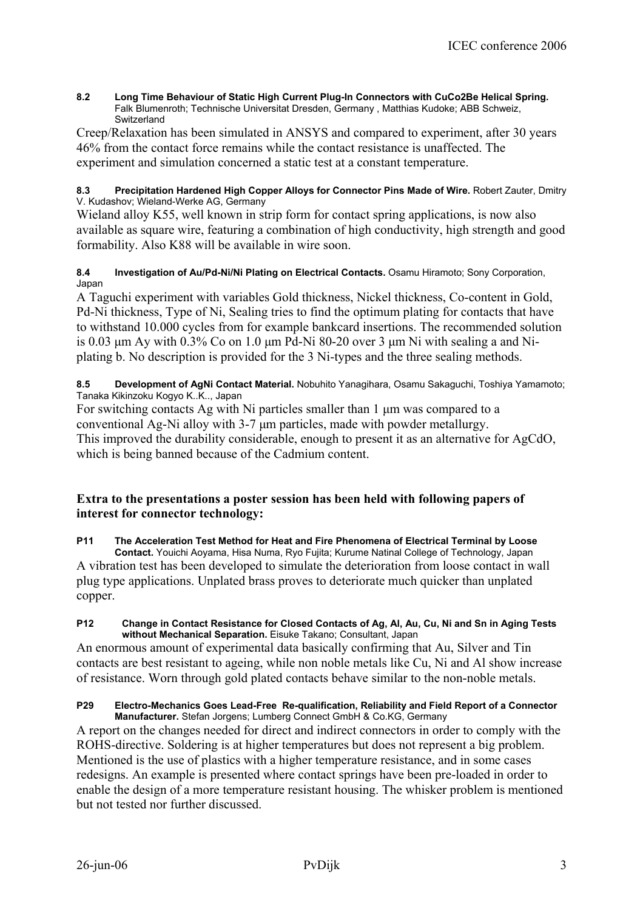**8.2 Long Time Behaviour of Static High Current Plug-In Connectors with CuCo2Be Helical Spring.** Falk Blumenroth; Technische Universitat Dresden, Germany , Matthias Kudoke; ABB Schweiz, Switzerland

Creep/Relaxation has been simulated in ANSYS and compared to experiment, after 30 years 46% from the contact force remains while the contact resistance is unaffected. The experiment and simulation concerned a static test at a constant temperature.

**8.3 Precipitation Hardened High Copper Alloys for Connector Pins Made of Wire.** Robert Zauter, Dmitry V. Kudashov; Wieland-Werke AG, Germany

Wieland alloy K55, well known in strip form for contact spring applications, is now also available as square wire, featuring a combination of high conductivity, high strength and good formability. Also K88 will be available in wire soon.

**8.4 Investigation of Au/Pd-Ni/Ni Plating on Electrical Contacts.** Osamu Hiramoto; Sony Corporation, Japan

A Taguchi experiment with variables Gold thickness, Nickel thickness, Co-content in Gold, Pd-Ni thickness, Type of Ni, Sealing tries to find the optimum plating for contacts that have to withstand 10.000 cycles from for example bankcard insertions. The recommended solution is 0.03 µm Ay with 0.3% Co on 1.0 µm Pd-Ni 80-20 over 3 µm Ni with sealing a and Ni-plating b. No description is provided for the 3 Ni-types and the three sealing methods.

**8.5 Development of AgNi Contact Material.** Nobuhito Yanagihara, Osamu Sakaguchi, Toshiya Yamamoto; Tanaka Kikinzoku Kogyo K..K.., Japan

For switching contacts Ag with Ni particles smaller than 1 µm was compared to a conventional Ag-Ni alloy with 3-7 µm particles, made with powder metallurgy.
This improved the durability considerable, enough to present it as an alternative for AgCdO, which is being banned because of the Cadmium content.

**Extra to the presentations a poster session has been held with following papers of interest for connector technology:**

**P11 The Acceleration Test Method for Heat and Fire Phenomena of Electrical Terminal by Loose Contact.** Youichi Aoyama, Hisa Numa, Ryo Fujita; Kurume Natinal College of Technology, Japan

A vibration test has been developed to simulate the deterioration from loose contact in wall plug type applications. Unplated brass proves to deteriorate much quicker than unplated copper.

**P12 Change in Contact Resistance for Closed Contacts of Ag, Al, Au, Cu, Ni and Sn in Aging Tests without Mechanical Separation.** Eisuke Takano; Consultant, Japan

An enormous amount of experimental data basically confirming that Au, Silver and Tin contacts are best resistant to ageing, while non noble metals like Cu, Ni and Al show increase of resistance. Worn through gold plated contacts behave similar to the non-noble metals.

**P29 Electro-Mechanics Goes Lead-Free Re-qualification, Reliability and Field Report of a Connector Manufacturer.** Stefan Jorgens; Lumberg Connect GmbH & Co.KG, Germany

A report on the changes needed for direct and indirect connectors in order to comply with the ROHS-directive. Soldering is at higher temperatures but does not represent a big problem. Mentioned is the use of plastics with a higher temperature resistance, and in some cases redesigns. An example is presented where contact springs have been pre-loaded in order to enable the design of a more temperature resistant housing. The whisker problem is mentioned but not tested nor further discussed.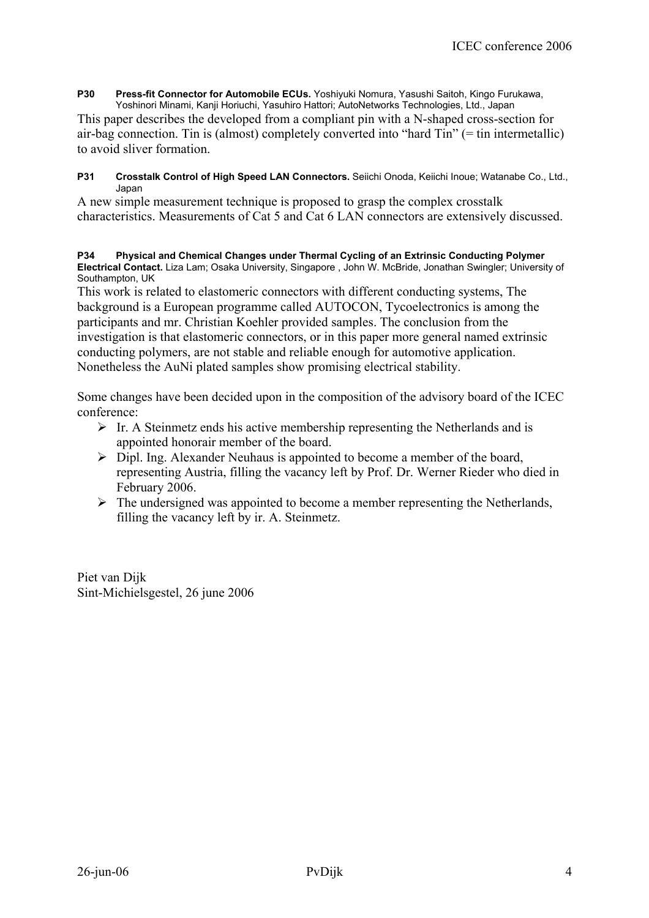**P30 Press-fit Connector for Automobile ECUs.** Yoshiyuki Nomura, Yasushi Saitoh, Kingo Furukawa, Yoshinori Minami, Kanji Horiuchi, Yasuhiro Hattori; AutoNetworks Technologies, Ltd., Japan

This paper describes the developed from a compliant pin with a N-shaped cross-section for air-bag connection. Tin is (almost) completely converted into "hard Tin" (= tin intermetallic) to avoid sliver formation.

**P31 Crosstalk Control of High Speed LAN Connectors.** Seiichi Onoda, Keiichi Inoue; Watanabe Co., Ltd., Japan

A new simple measurement technique is proposed to grasp the complex crosstalk characteristics. Measurements of Cat 5 and Cat 6 LAN connectors are extensively discussed.

**P34 Physical and Chemical Changes under Thermal Cycling of an Extrinsic Conducting Polymer Electrical Contact.** Liza Lam; Osaka University, Singapore , John W. McBride, Jonathan Swingler; University of Southampton, UK

This work is related to elastomeric connectors with different conducting systems, The background is a European programme called AUTOCON, Tycoelectronics is among the participants and mr. Christian Koehler provided samples. The conclusion from the investigation is that elastomeric connectors, or in this paper more general named extrinsic conducting polymers, are not stable and reliable enough for automotive application. Nonetheless the AuNi plated samples show promising electrical stability.

Some changes have been decided upon in the composition of the advisory board of the ICEC conference:

- Ir. A Steinmetz ends his active membership representing the Netherlands and is appointed honorair member of the board.
- Dipl. Ing. Alexander Neuhaus is appointed to become a member of the board, representing Austria, filling the vacancy left by Prof. Dr. Werner Rieder who died in February 2006.
- The undersigned was appointed to become a member representing the Netherlands, filling the vacancy left by ir. A. Steinmetz.

Piet van Dijk
Sint-Michielsgestel, 26 june 2006